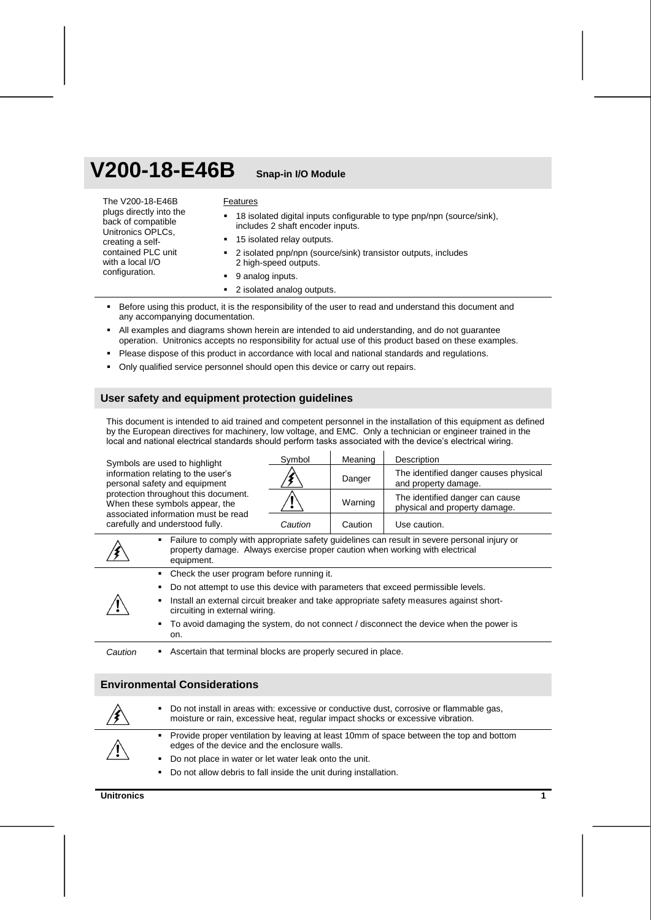# V200-18-E46B Snap-in I/O Module

The V200-18-E46B plugs directly into the back of compatible Unitronics OPLCs, creating a self-contained PLC unit with a local I/O configuration.

Features

- 18 isolated digital inputs configurable to type pnp/npn (source/sink), includes 2 shaft encoder inputs.
- 15 isolated relay outputs.
- 2 isolated pnp/npn (source/sink) transistor outputs, includes 2 high-speed outputs.
- 9 analog inputs.
- 2 isolated analog outputs.

- Before using this product, it is the responsibility of the user to read and understand this document and any accompanying documentation.
- All examples and diagrams shown herein are intended to aid understanding, and do not guarantee operation. Unitronics accepts no responsibility for actual use of this product based on these examples.
- Please dispose of this product in accordance with local and national standards and regulations.
- Only qualified service personnel should open this device or carry out repairs.

## User safety and equipment protection guidelines

This document is intended to aid trained and competent personnel in the installation of this equipment as defined by the European directives for machinery, low voltage, and EMC. Only a technician or engineer trained in the local and national electrical standards should perform tasks associated with the device's electrical wiring.

Symbols are used to highlight information relating to the user's personal safety and equipment protection throughout this document. When these symbols appear, the associated information must be read carefully and understood fully.

| Symbol | Meaning | Description |
|---|---|---|
| ⚡ | Danger | The identified danger causes physical and property damage. |
| ⚠ | Warning | The identified danger can cause physical and property damage. |
| *Caution* | Caution | Use caution. |

⚡
- Failure to comply with appropriate safety guidelines can result in severe personal injury or property damage. Always exercise proper caution when working with electrical equipment.

⚠
- Check the user program before running it.
- Do not attempt to use this device with parameters that exceed permissible levels.
- Install an external circuit breaker and take appropriate safety measures against short-circuiting in external wiring.
- To avoid damaging the system, do not connect / disconnect the device when the power is on.

*Caution*
- Ascertain that terminal blocks are properly secured in place.

## Environmental Considerations

⚡
- Do not install in areas with: excessive or conductive dust, corrosive or flammable gas, moisture or rain, excessive heat, regular impact shocks or excessive vibration.

⚠
- Provide proper ventilation by leaving at least 10mm of space between the top and bottom edges of the device and the enclosure walls.
- Do not place in water or let water leak onto the unit.
- Do not allow debris to fall inside the unit during installation.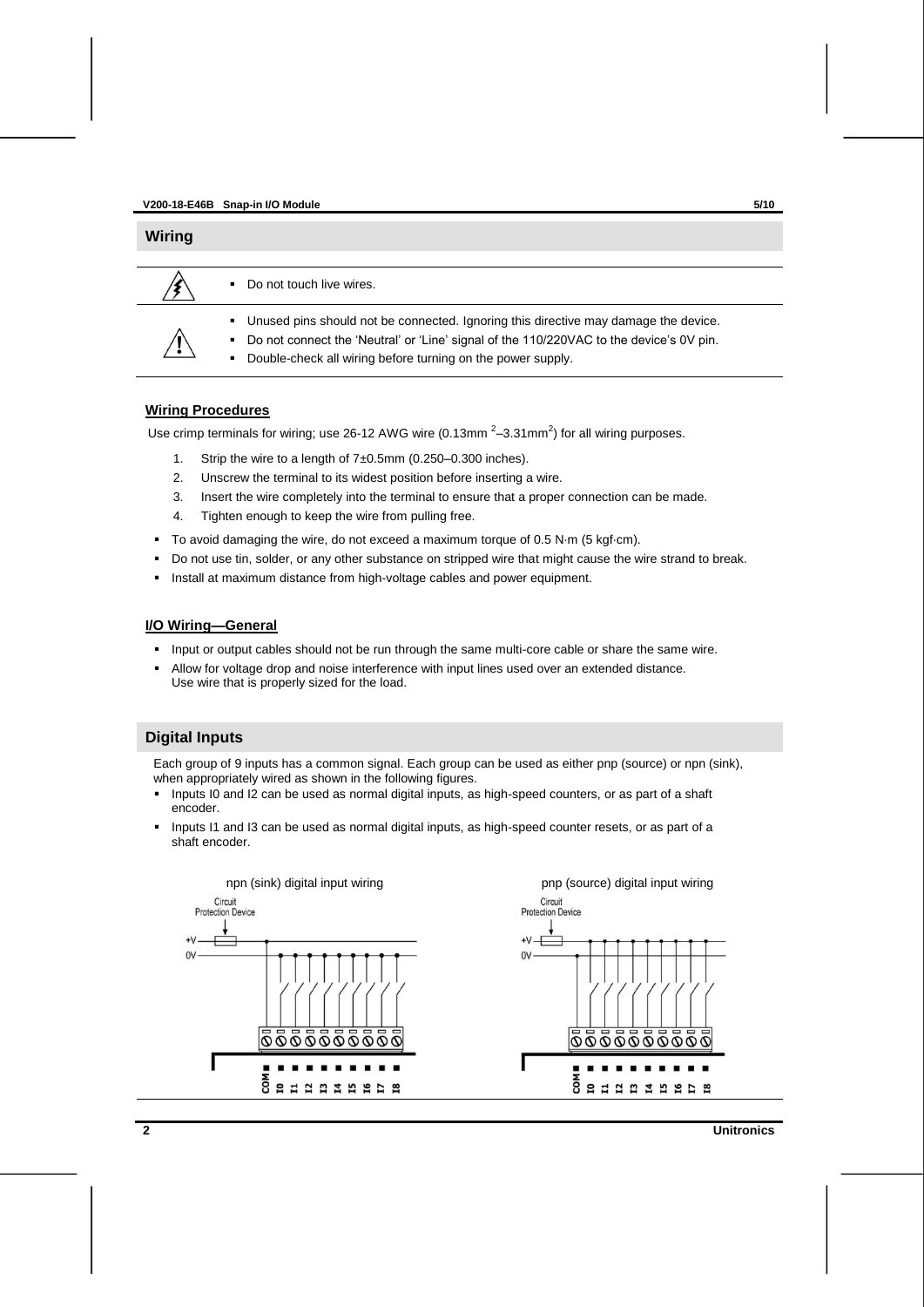## Wiring

- Do not touch live wires.

- Unused pins should not be connected. Ignoring this directive may damage the device.
- Do not connect the 'Neutral' or 'Line' signal of the 110/220VAC to the device's 0V pin.
- Double-check all wiring before turning on the power supply.

### Wiring Procedures

Use crimp terminals for wiring; use 26-12 AWG wire (0.13mm $^2$–3.31mm$^2$) for all wiring purposes.

1. Strip the wire to a length of 7±0.5mm (0.250–0.300 inches).
2. Unscrew the terminal to its widest position before inserting a wire.
3. Insert the wire completely into the terminal to ensure that a proper connection can be made.
4. Tighten enough to keep the wire from pulling free.

- To avoid damaging the wire, do not exceed a maximum torque of 0.5 N·m (5 kgf·cm).
- Do not use tin, solder, or any other substance on stripped wire that might cause the wire strand to break.
- Install at maximum distance from high-voltage cables and power equipment.

### I/O Wiring—General

- Input or output cables should not be run through the same multi-core cable or share the same wire.
- Allow for voltage drop and noise interference with input lines used over an extended distance. Use wire that is properly sized for the load.

## Digital Inputs

Each group of 9 inputs has a common signal. Each group can be used as either pnp (source) or npn (sink), when appropriately wired as shown in the following figures.

- Inputs I0 and I2 can be used as normal digital inputs, as high-speed counters, or as part of a shaft encoder.
- Inputs I1 and I3 can be used as normal digital inputs, as high-speed counter resets, or as part of a shaft encoder.

npn (sink) digital input wiring

pnp (source) digital input wiring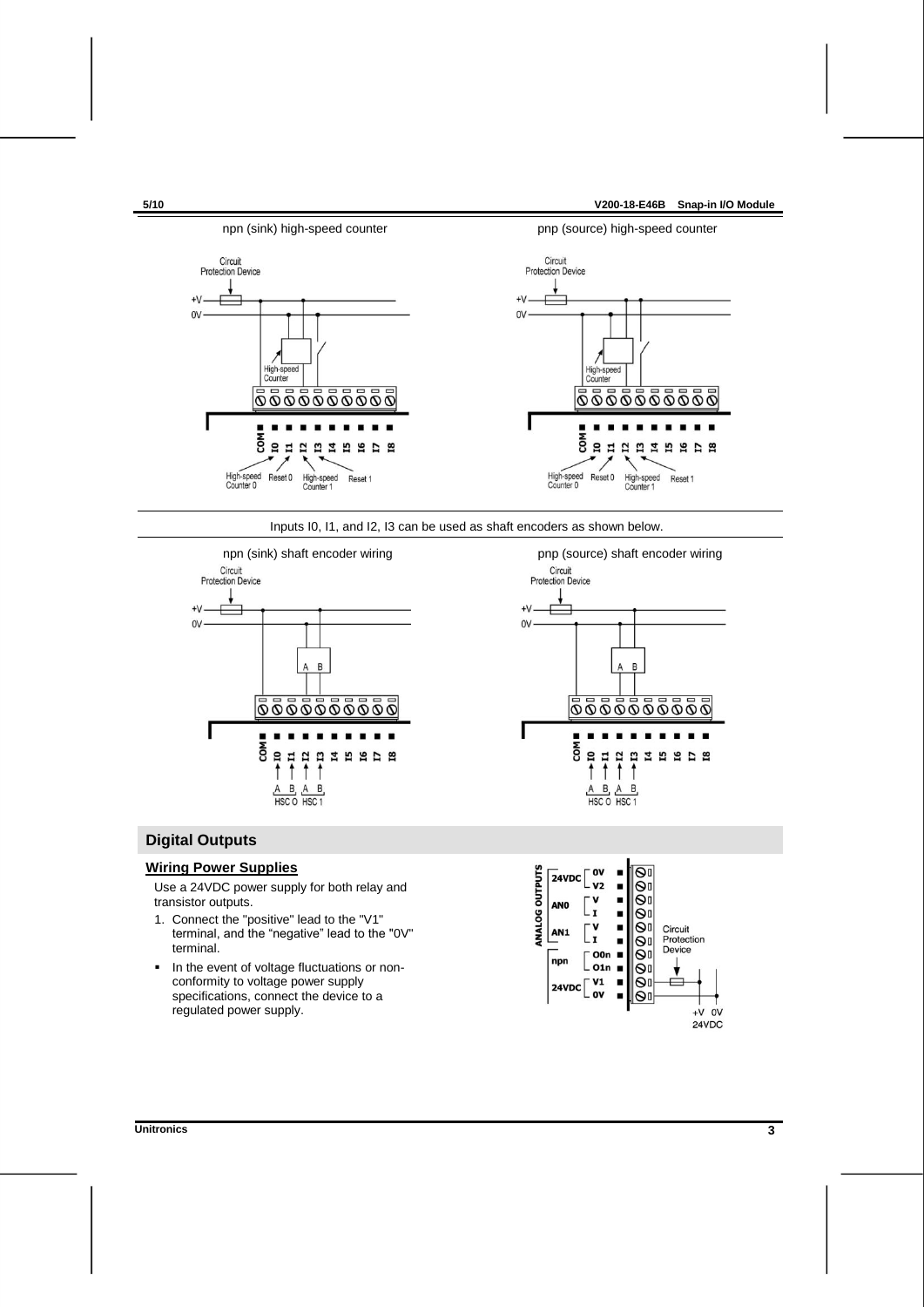npn (sink) high-speed counter

pnp (source) high-speed counter

Inputs I0, I1, and I2, I3 can be used as shaft encoders as shown below.

npn (sink) shaft encoder wiring

pnp (source) shaft encoder wiring

## Digital Outputs

### Wiring Power Supplies

Use a 24VDC power supply for both relay and transistor outputs.

1. Connect the "positive" lead to the "V1" terminal, and the "negative" lead to the "0V" terminal.

- In the event of voltage fluctuations or non-conformity to voltage power supply specifications, connect the device to a regulated power supply.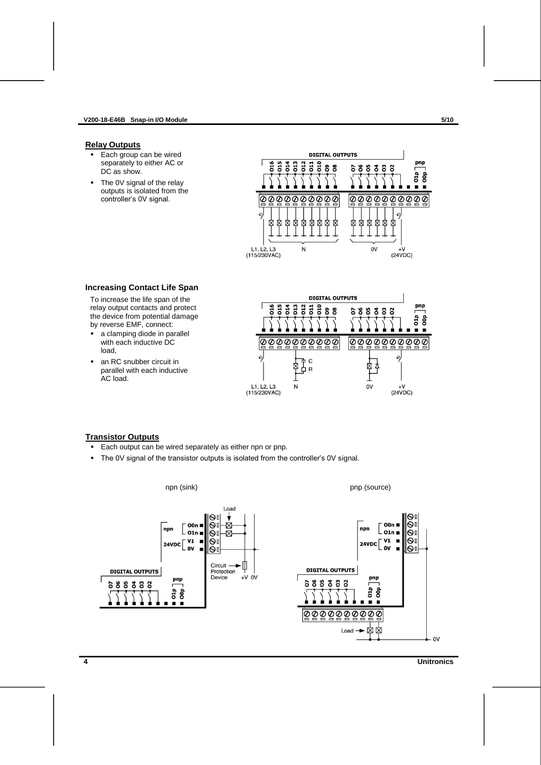## Relay Outputs

- Each group can be wired separately to either AC or DC as show.
- The 0V signal of the relay outputs is isolated from the controller's 0V signal.

### Increasing Contact Life Span

To increase the life span of the relay output contacts and protect the device from potential damage by reverse EMF, connect:

- a clamping diode in parallel with each inductive DC load,
- an RC snubber circuit in parallel with each inductive AC load.

## Transistor Outputs

- Each output can be wired separately as either npn or pnp.
- The 0V signal of the transistor outputs is isolated from the controller's 0V signal.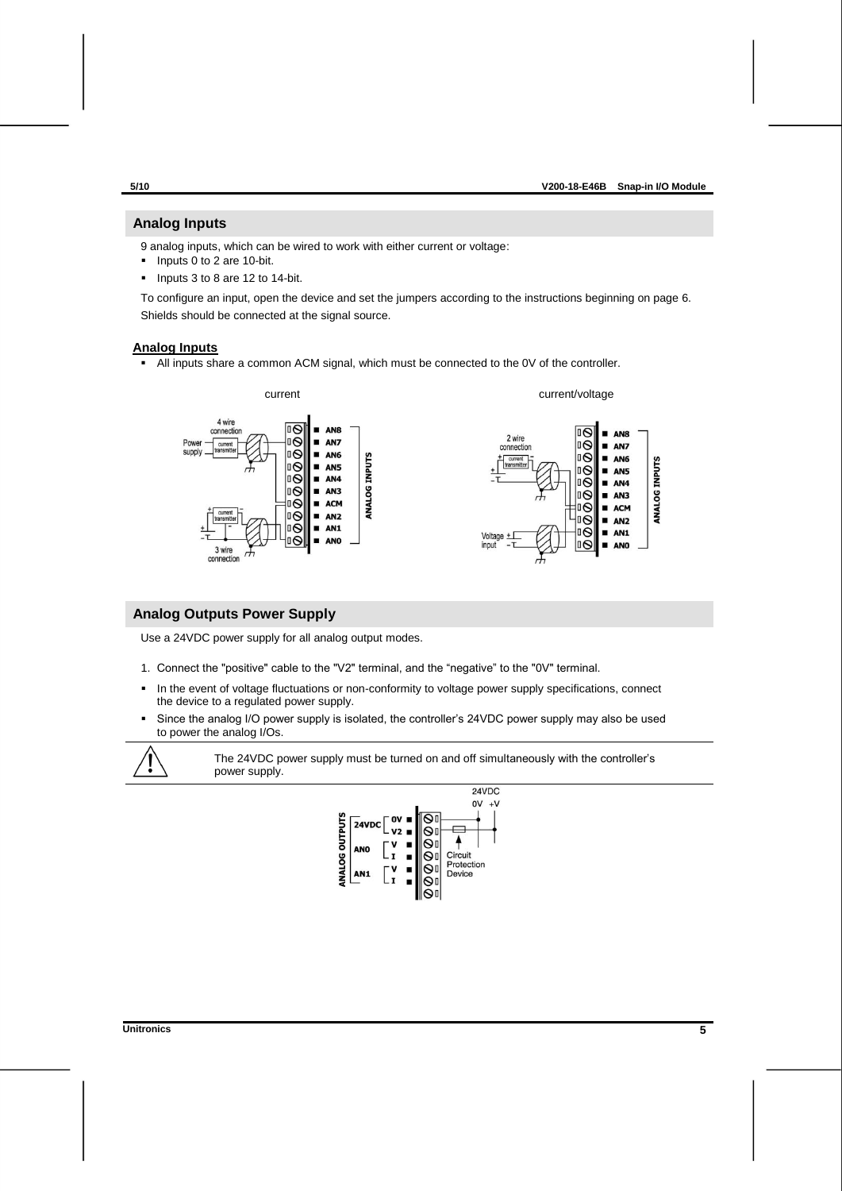## Analog Inputs

9 analog inputs, which can be wired to work with either current or voltage:

- Inputs 0 to 2 are 10-bit.
- Inputs 3 to 8 are 12 to 14-bit.

To configure an input, open the device and set the jumpers according to the instructions beginning on page 6.

Shields should be connected at the signal source.

**Analog Inputs**

- All inputs share a common ACM signal, which must be connected to the 0V of the controller.

## Analog Outputs Power Supply

Use a 24VDC power supply for all analog output modes.

1. Connect the "positive" cable to the "V2" terminal, and the "negative" to the "0V" terminal.

- In the event of voltage fluctuations or non-conformity to voltage power supply specifications, connect the device to a regulated power supply.
- Since the analog I/O power supply is isolated, the controller's 24VDC power supply may also be used to power the analog I/Os.

The 24VDC power supply must be turned on and off simultaneously with the controller's power supply.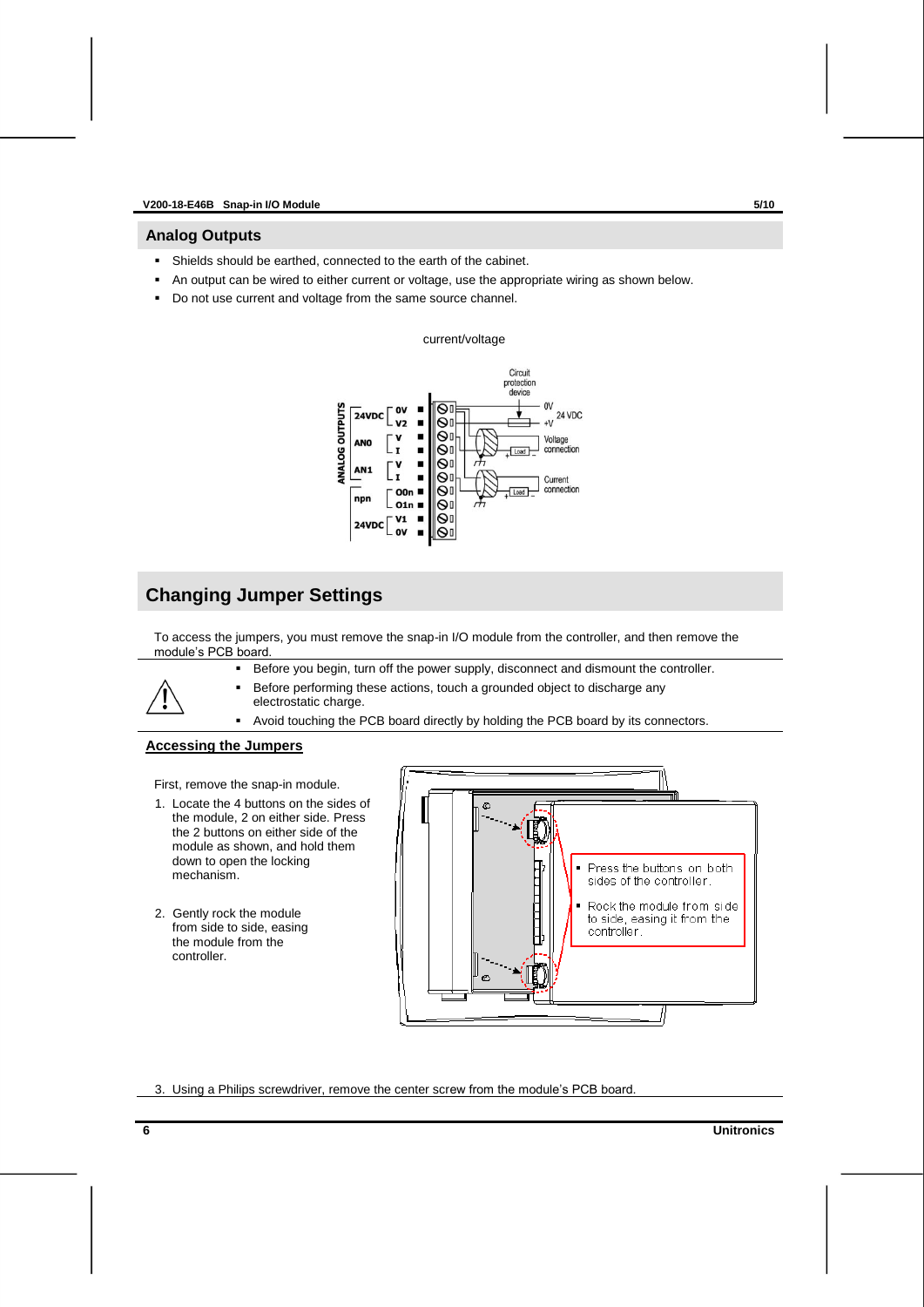## Analog Outputs

- Shields should be earthed, connected to the earth of the cabinet.
- An output can be wired to either current or voltage, use the appropriate wiring as shown below.
- Do not use current and voltage from the same source channel.

current/voltage

## Changing Jumper Settings

To access the jumpers, you must remove the snap-in I/O module from the controller, and then remove the module's PCB board.

- Before you begin, turn off the power supply, disconnect and dismount the controller.
- Before performing these actions, touch a grounded object to discharge any electrostatic charge.
- Avoid touching the PCB board directly by holding the PCB board by its connectors.

### Accessing the Jumpers

First, remove the snap-in module.

1. Locate the 4 buttons on the sides of the module, 2 on either side. Press the 2 buttons on either side of the module as shown, and hold them down to open the locking mechanism.
2. Gently rock the module from side to side, easing the module from the controller.
3. Using a Philips screwdriver, remove the center screw from the module's PCB board.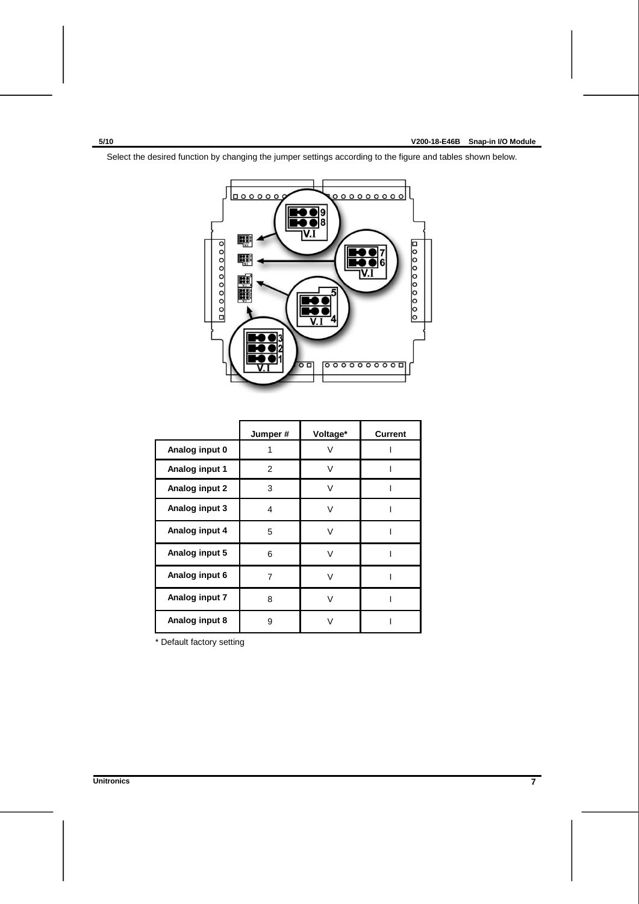Select the desired function by changing the jumper settings according to the figure and tables shown below.

| | Jumper # | Voltage* | Current |
|---|---|---|---|
| **Analog input 0** | 1 | V | I |
| **Analog input 1** | 2 | V | I |
| **Analog input 2** | 3 | V | I |
| **Analog input 3** | 4 | V | I |
| **Analog input 4** | 5 | V | I |
| **Analog input 5** | 6 | V | I |
| **Analog input 6** | 7 | V | I |
| **Analog input 7** | 8 | V | I |
| **Analog input 8** | 9 | V | I |

* Default factory setting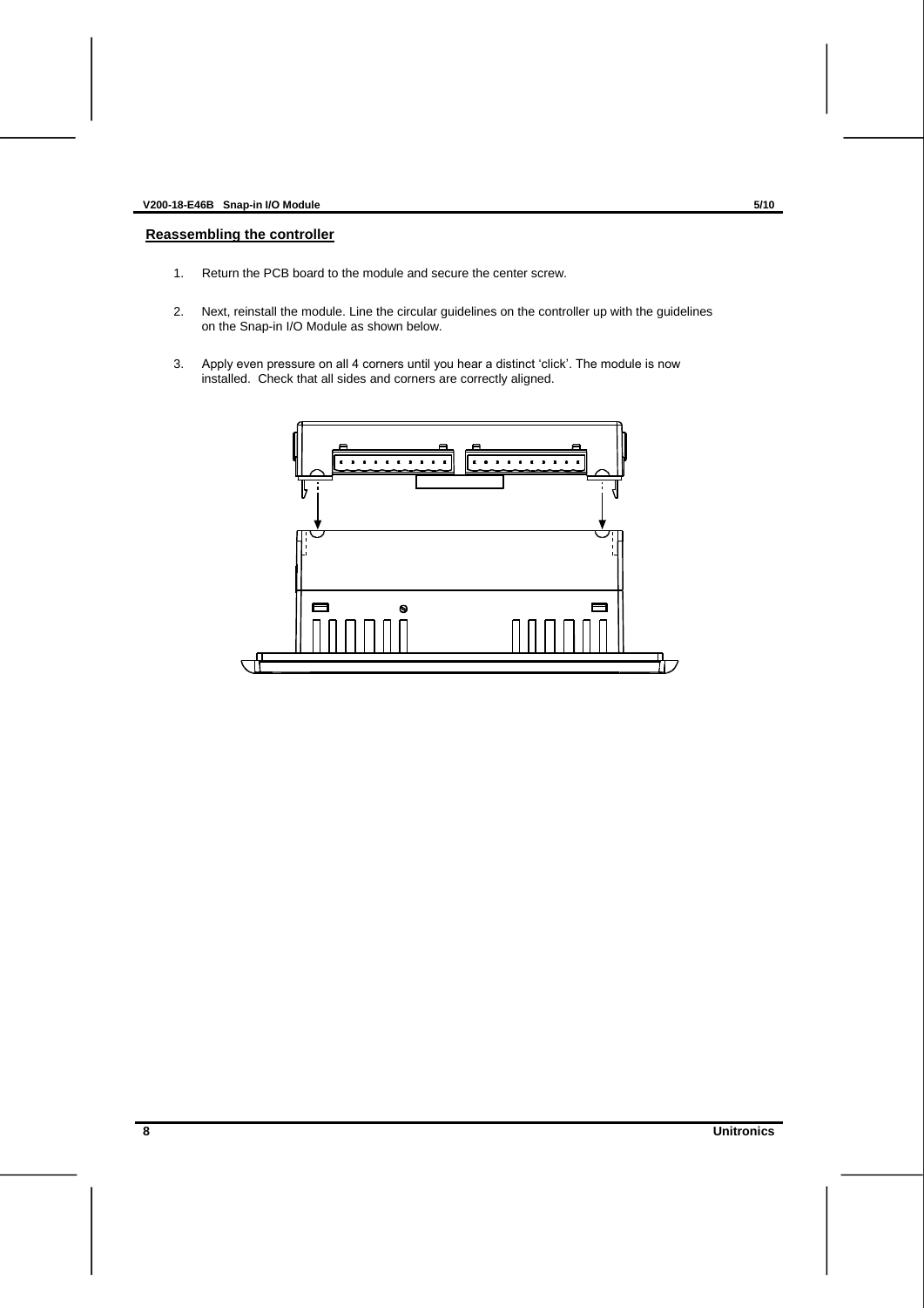## Reassembling the controller

1. Return the PCB board to the module and secure the center screw.

2. Next, reinstall the module. Line the circular guidelines on the controller up with the guidelines on the Snap-in I/O Module as shown below.

3. Apply even pressure on all 4 corners until you hear a distinct 'click'. The module is now installed. Check that all sides and corners are correctly aligned.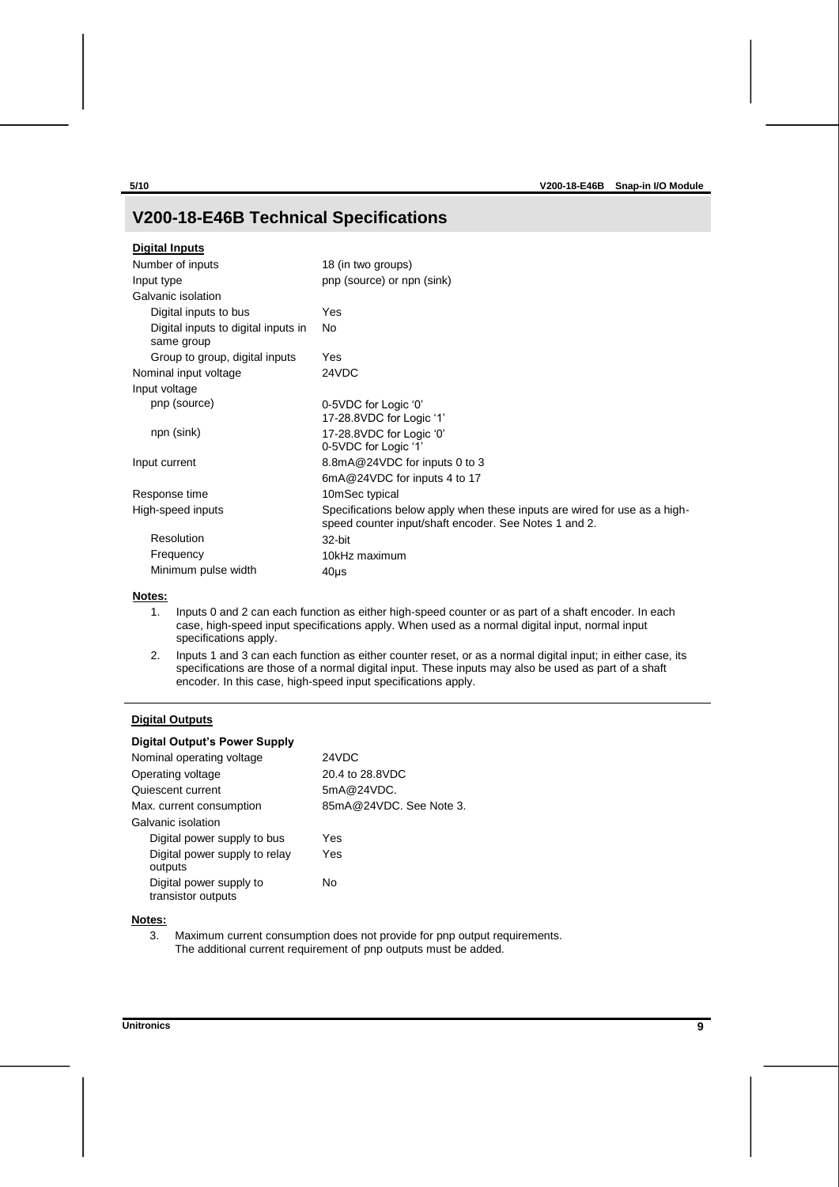## V200-18-E46B Technical Specifications

**Digital Inputs**

| | |
|---|---|
| Number of inputs | 18 (in two groups) |
| Input type | pnp (source) or npn (sink) |
| Galvanic isolation | |
| Digital inputs to bus | Yes |
| Digital inputs to digital inputs in same group | No |
| Group to group, digital inputs | Yes |
| Nominal input voltage | 24VDC |
| Input voltage | |
| pnp (source) | 0-5VDC for Logic '0'<br>17-28.8VDC for Logic '1' |
| npn (sink) | 17-28.8VDC for Logic '0'<br>0-5VDC for Logic '1' |
| Input current | 8.8mA@24VDC for inputs 0 to 3<br>6mA@24VDC for inputs 4 to 17 |
| Response time | 10mSec typical |
| High-speed inputs | Specifications below apply when these inputs are wired for use as a high-speed counter input/shaft encoder. See Notes 1 and 2. |
| Resolution | 32-bit |
| Frequency | 10kHz maximum |
| Minimum pulse width | 40μs |

**Notes:**

1. Inputs 0 and 2 can each function as either high-speed counter or as part of a shaft encoder. In each case, high-speed input specifications apply. When used as a normal digital input, normal input specifications apply.
2. Inputs 1 and 3 can each function as either counter reset, or as a normal digital input; in either case, its specifications are those of a normal digital input. These inputs may also be used as part of a shaft encoder. In this case, high-speed input specifications apply.

**Digital Outputs**

**Digital Output's Power Supply**

| | |
|---|---|
| Nominal operating voltage | 24VDC |
| Operating voltage | 20.4 to 28.8VDC |
| Quiescent current | 5mA@24VDC. |
| Max. current consumption | 85mA@24VDC. See Note 3. |
| Galvanic isolation | |
| Digital power supply to bus | Yes |
| Digital power supply to relay outputs | Yes |
| Digital power supply to transistor outputs | No |

**Notes:**

3. Maximum current consumption does not provide for pnp output requirements. The additional current requirement of pnp outputs must be added.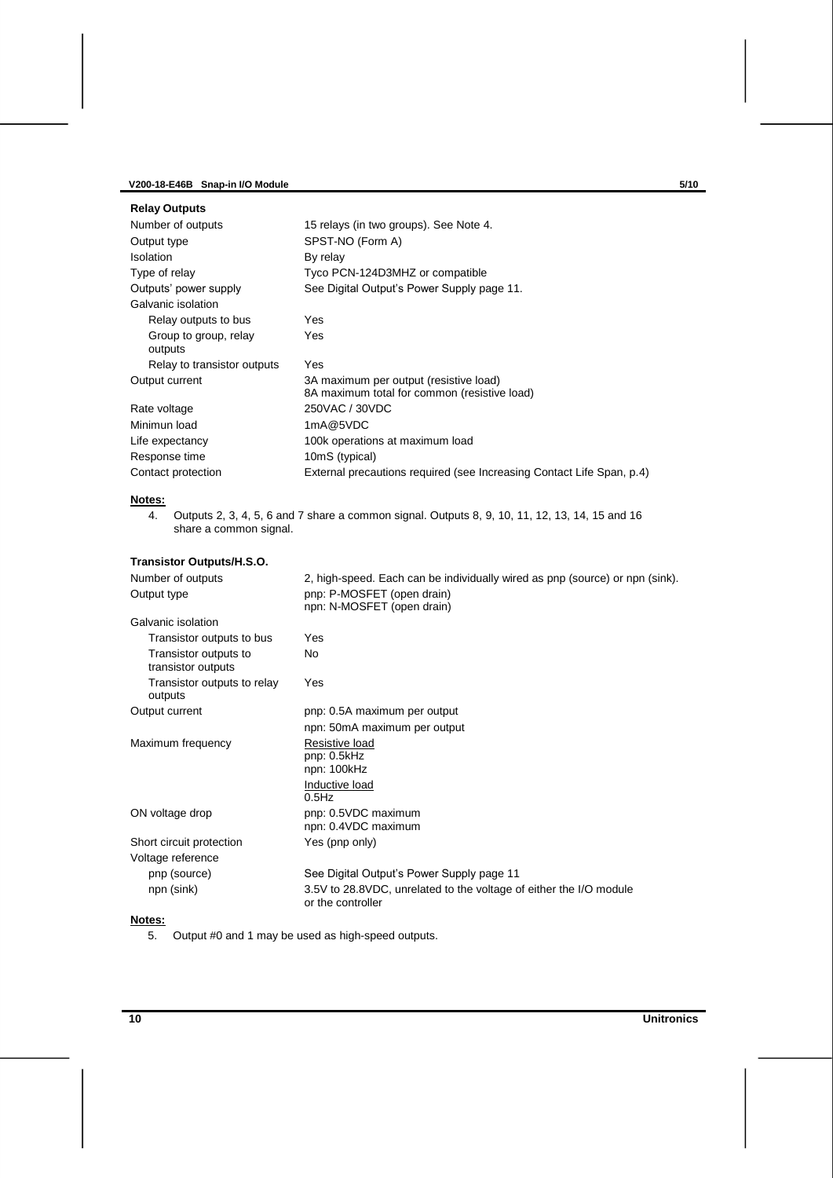### Relay Outputs

| | |
|---|---|
| Number of outputs | 15 relays (in two groups). See Note 4. |
| Output type | SPST-NO (Form A) |
| Isolation | By relay |
| Type of relay | Tyco PCN-124D3MHZ or compatible |
| Outputs' power supply | See Digital Output's Power Supply page 11. |
| Galvanic isolation | |
| Relay outputs to bus | Yes |
| Group to group, relay outputs | Yes |
| Relay to transistor outputs | Yes |
| Output current | 3A maximum per output (resistive load)<br>8A maximum total for common (resistive load) |
| Rate voltage | 250VAC / 30VDC |
| Minimun load | 1mA@5VDC |
| Life expectancy | 100k operations at maximum load |
| Response time | 10mS (typical) |
| Contact protection | External precautions required (see Increasing Contact Life Span, p.4) |

**Notes:**

4. Outputs 2, 3, 4, 5, 6 and 7 share a common signal. Outputs 8, 9, 10, 11, 12, 13, 14, 15 and 16 share a common signal.

### Transistor Outputs/H.S.O.

| | |
|---|---|
| Number of outputs | 2, high-speed. Each can be individually wired as pnp (source) or npn (sink). |
| Output type | pnp: P-MOSFET (open drain)<br>npn: N-MOSFET (open drain) |
| Galvanic isolation | |
| Transistor outputs to bus | Yes |
| Transistor outputs to transistor outputs | No |
| Transistor outputs to relay outputs | Yes |
| Output current | pnp: 0.5A maximum per output<br>npn: 50mA maximum per output |
| Maximum frequency | Resistive load<br>pnp: 0.5kHz<br>npn: 100kHz<br>Inductive load<br>0.5Hz |
| ON voltage drop | pnp: 0.5VDC maximum<br>npn: 0.4VDC maximum |
| Short circuit protection | Yes (pnp only) |
| Voltage reference | |
| pnp (source) | See Digital Output's Power Supply page 11 |
| npn (sink) | 3.5V to 28.8VDC, unrelated to the voltage of either the I/O module or the controller |

**Notes:**

5. Output #0 and 1 may be used as high-speed outputs.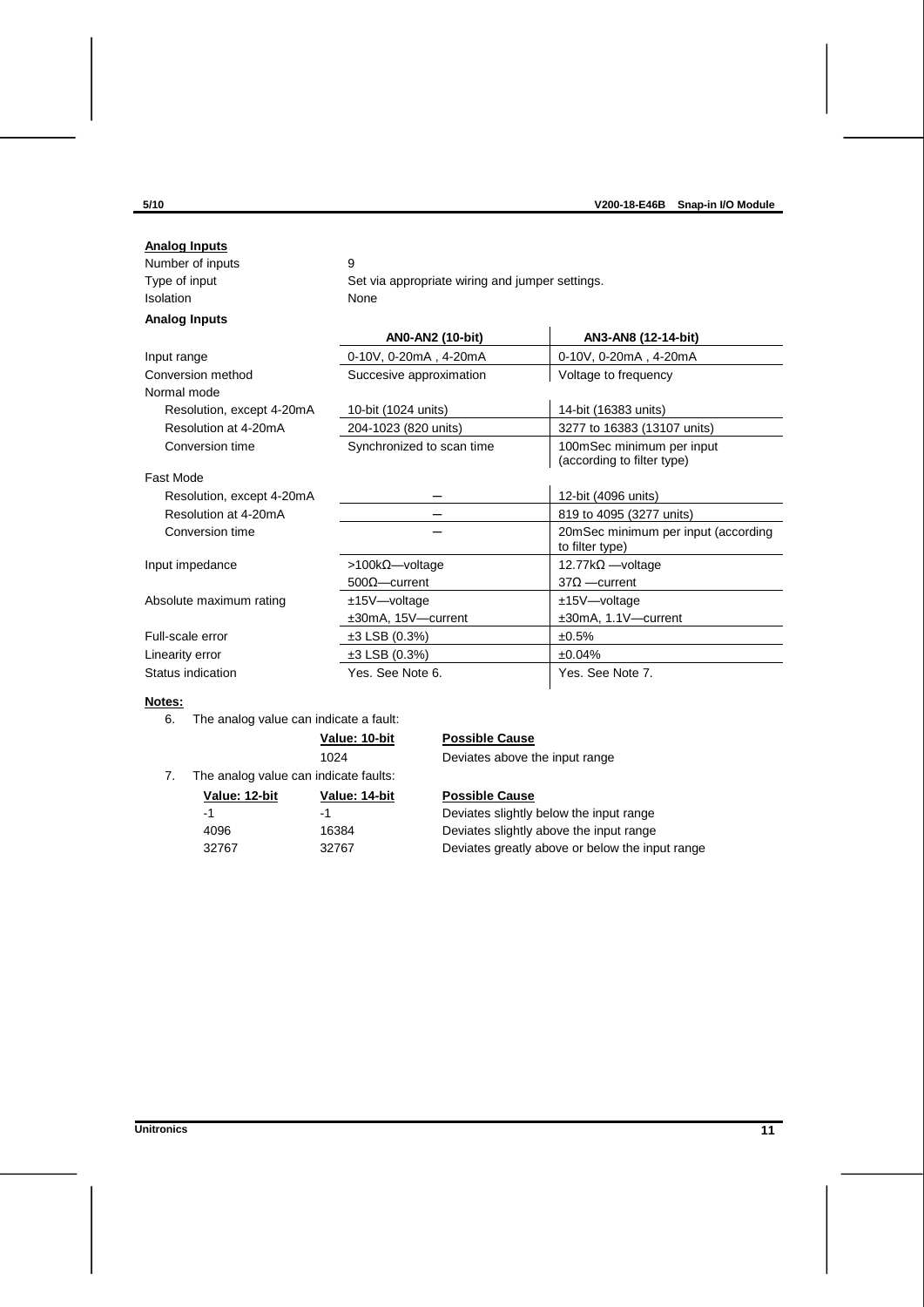**Analog Inputs**

| | |
|---|---|
| Number of inputs | 9 |
| Type of input | Set via appropriate wiring and jumper settings. |
| Isolation | None |

**Analog Inputs**

| | AN0-AN2 (10-bit) | AN3-AN8 (12-14-bit) |
|---|---|---|
| Input range | 0-10V, 0-20mA , 4-20mA | 0-10V, 0-20mA , 4-20mA |
| Conversion method | Succesive approximation | Voltage to frequency |
| Normal mode | | |
| Resolution, except 4-20mA | 10-bit (1024 units) | 14-bit (16383 units) |
| Resolution at 4-20mA | 204-1023 (820 units) | 3277 to 16383 (13107 units) |
| Conversion time | Synchronized to scan time | 100mSec minimum per input (according to filter type) |
| Fast Mode | | |
| Resolution, except 4-20mA | – | 12-bit (4096 units) |
| Resolution at 4-20mA | – | 819 to 4095 (3277 units) |
| Conversion time | – | 20mSec minimum per input (according to filter type) |
| Input impedance | >100kΩ—voltage<br>500Ω—current | 12.77kΩ —voltage<br>37Ω —current |
| Absolute maximum rating | ±15V—voltage<br>±30mA, 15V—current | ±15V—voltage<br>±30mA, 1.1V—current |
| Full-scale error | ±3 LSB (0.3%) | ±0.5% |
| Linearity error | ±3 LSB (0.3%) | ±0.04% |
| Status indication | Yes. See Note 6. | Yes. See Note 7. |

**Notes:**

6. The analog value can indicate a fault:

| Value: 10-bit | Possible Cause |
|---|---|
| 1024 | Deviates above the input range |

7. The analog value can indicate faults:

| Value: 12-bit | Value: 14-bit | Possible Cause |
|---|---|---|
| -1 | -1 | Deviates slightly below the input range |
| 4096 | 16384 | Deviates slightly above the input range |
| 32767 | 32767 | Deviates greatly above or below the input range |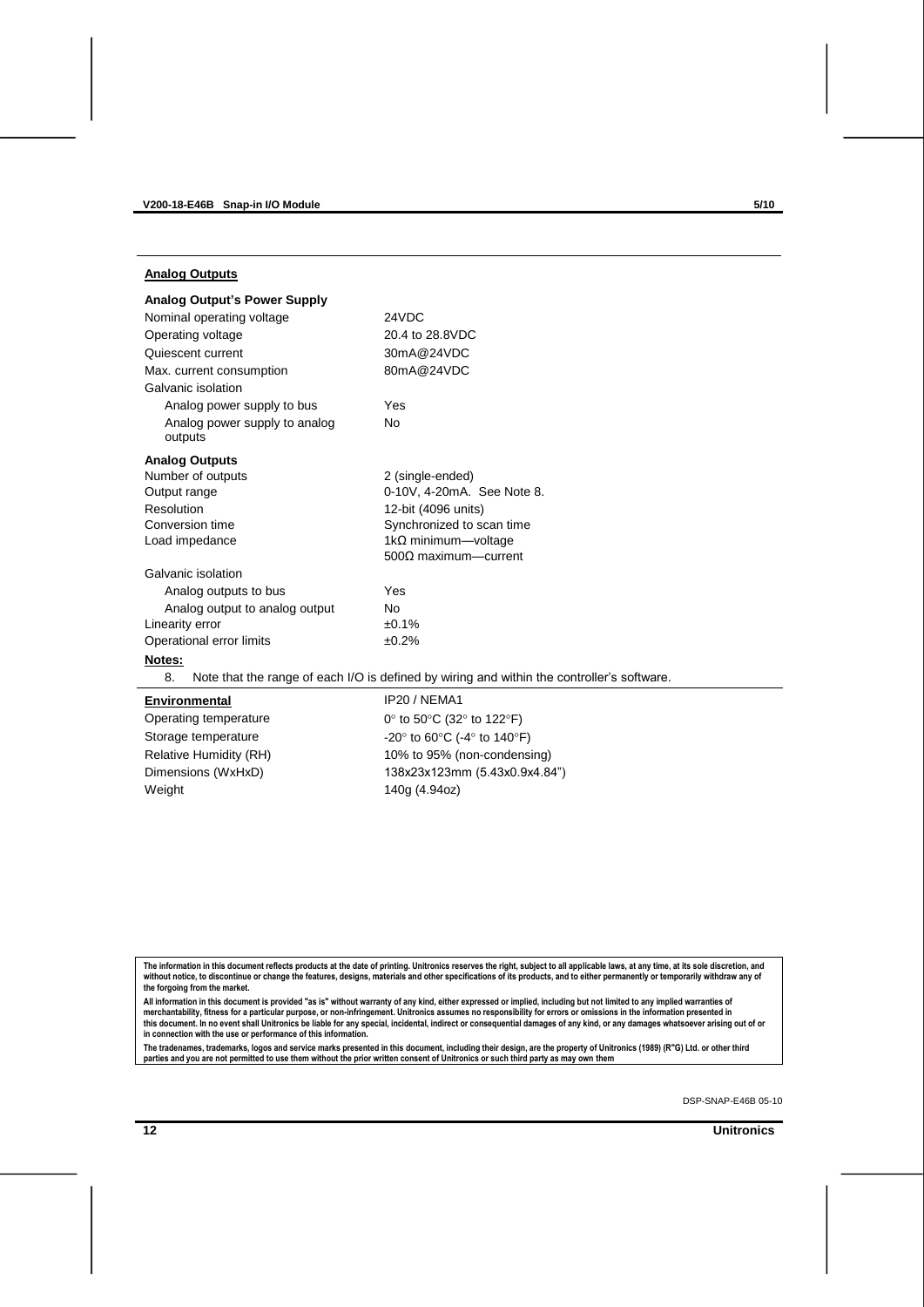## Analog Outputs

| | |
|---|---|
| **Analog Output's Power Supply** | |
| Nominal operating voltage | 24VDC |
| Operating voltage | 20.4 to 28.8VDC |
| Quiescent current | 30mA@24VDC |
| Max. current consumption | 80mA@24VDC |
| Galvanic isolation | |
| Analog power supply to bus | Yes |
| Analog power supply to analog outputs | No |
| **Analog Outputs** | |
| Number of outputs | 2 (single-ended) |
| Output range | 0-10V, 4-20mA. See Note 8. |
| Resolution | 12-bit (4096 units) |
| Conversion time | Synchronized to scan time |
| Load impedance | 1kΩ minimum—voltage<br>500Ω maximum—current |
| Galvanic isolation | |
| Analog outputs to bus | Yes |
| Analog output to analog output | No |
| Linearity error | ±0.1% |
| Operational error limits | ±0.2% |

**Notes:**

8. Note that the range of each I/O is defined by wiring and within the controller's software.

| | |
|---|---|
| **Environmental** | IP20 / NEMA1 |
| Operating temperature | 0° to 50°C (32° to 122°F) |
| Storage temperature | -20° to 60°C (-4° to 140°F) |
| Relative Humidity (RH) | 10% to 95% (non-condensing) |
| Dimensions (WxHxD) | 138x23x123mm (5.43x0.9x4.84") |
| Weight | 140g (4.94oz) |

**The information in this document reflects products at the date of printing. Unitronics reserves the right, subject to all applicable laws, at any time, at its sole discretion, and without notice, to discontinue or change the features, designs, materials and other specifications of its products, and to either permanently or temporarily withdraw any of the forgoing from the market.**

**All information in this document is provided "as is" without warranty of any kind, either expressed or implied, including but not limited to any implied warranties of merchantability, fitness for a particular purpose, or non-infringement. Unitronics assumes no responsibility for errors or omissions in the information presented in this document. In no event shall Unitronics be liable for any special, incidental, indirect or consequential damages of any kind, or any damages whatsoever arising out of or in connection with the use or performance of this information.**

**The tradenames, trademarks, logos and service marks presented in this document, including their design, are the property of Unitronics (1989) (R"G) Ltd. or other third parties and you are not permitted to use them without the prior written consent of Unitronics or such third party as may own them**

DSP-SNAP-E46B 05-10